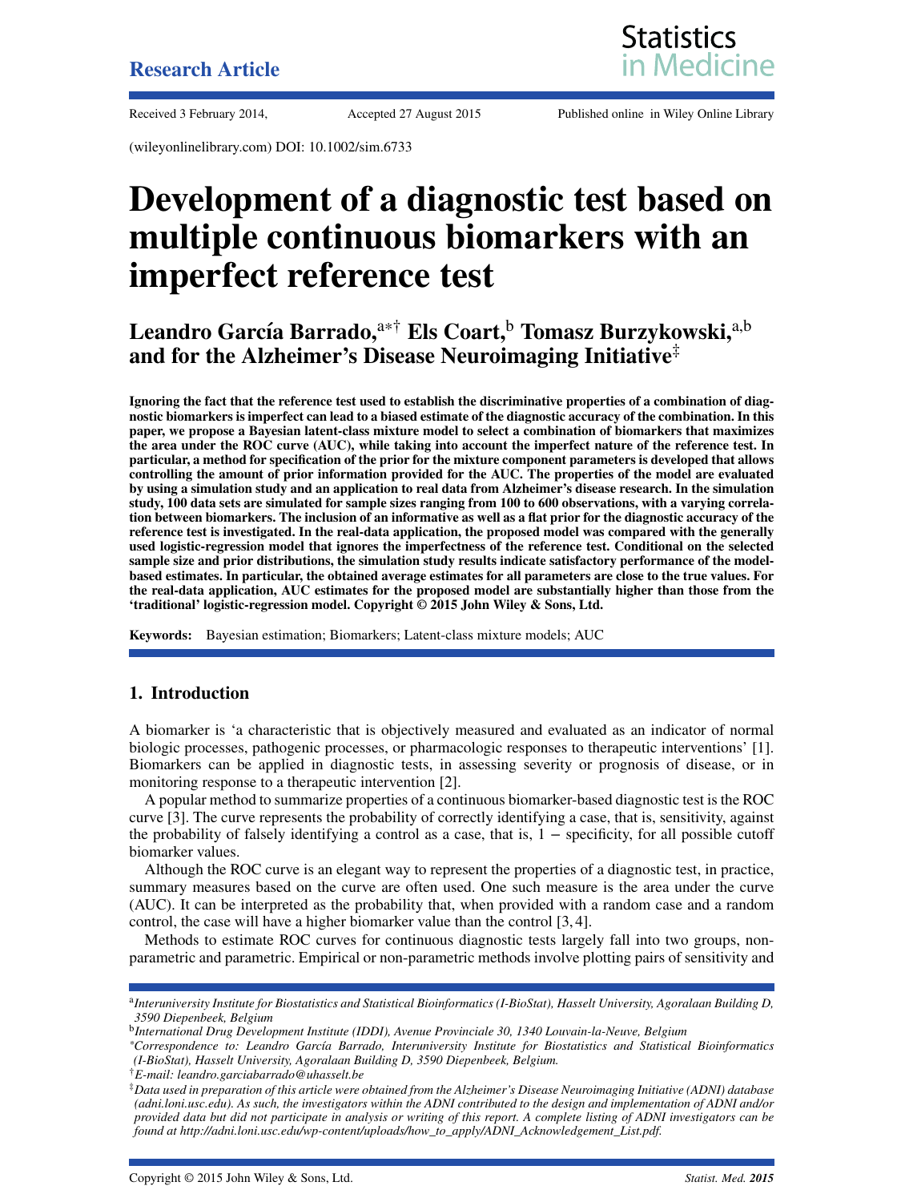Research Article

Received 3 February 2014, Accepted 27 August 2015 Published online in Wiley Online Library

(wileyonlinelibrary.com) DOI: 10.1002/sim.6733

# Development of a diagnostic test based on multiple continuous biomarkers with an imperfect reference test

**Leandro García Barrado,[a*†] Els Coart,[b] Tomasz Burzykowski,[a,b] and for the Alzheimer's Disease Neuroimaging Initiative[‡]**

**Ignoring the fact that the reference test used to establish the discriminative properties of a combination of diagnostic biomarkers is imperfect can lead to a biased estimate of the diagnostic accuracy of the combination. In this paper, we propose a Bayesian latent-class mixture model to select a combination of biomarkers that maximizes the area under the ROC curve (AUC), while taking into account the imperfect nature of the reference test. In particular, a method for specification of the prior for the mixture component parameters is developed that allows controlling the amount of prior information provided for the AUC. The properties of the model are evaluated by using a simulation study and an application to real data from Alzheimer's disease research. In the simulation study, 100 data sets are simulated for sample sizes ranging from 100 to 600 observations, with a varying correlation between biomarkers. The inclusion of an informative as well as a flat prior for the diagnostic accuracy of the reference test is investigated. In the real-data application, the proposed model was compared with the generally used logistic-regression model that ignores the imperfectness of the reference test. Conditional on the selected sample size and prior distributions, the simulation study results indicate satisfactory performance of the model-based estimates. In particular, the obtained average estimates for all parameters are close to the true values. For the real-data application, AUC estimates for the proposed model are substantially higher than those from the 'traditional' logistic-regression model. Copyright © 2015 John Wiley & Sons, Ltd.**

**Keywords:** Bayesian estimation; Biomarkers; Latent-class mixture models; AUC

## 1. Introduction

A biomarker is 'a characteristic that is objectively measured and evaluated as an indicator of normal biologic processes, pathogenic processes, or pharmacologic responses to therapeutic interventions' [1]. Biomarkers can be applied in diagnostic tests, in assessing severity or prognosis of disease, or in monitoring response to a therapeutic intervention [2].

A popular method to summarize properties of a continuous biomarker-based diagnostic test is the ROC curve [3]. The curve represents the probability of correctly identifying a case, that is, sensitivity, against the probability of falsely identifying a control as a case, that is, $1 -$ specificity, for all possible cutoff biomarker values.

Although the ROC curve is an elegant way to represent the properties of a diagnostic test, in practice, summary measures based on the curve are often used. One such measure is the area under the curve (AUC). It can be interpreted as the probability that, when provided with a random case and a random control, the case will have a higher biomarker value than the control [3, 4].

Methods to estimate ROC curves for continuous diagnostic tests largely fall into two groups, non-parametric and parametric. Empirical or non-parametric methods involve plotting pairs of sensitivity and

---

[a] *Interuniversity Institute for Biostatistics and Statistical Bioinformatics (I-BioStat), Hasselt University, Agoralaan Building D, 3590 Diepenbeek, Belgium*

[b] *International Drug Development Institute (IDDI), Avenue Provinciale 30, 1340 Louvain-la-Neuve, Belgium*

*\*Correspondence to: Leandro García Barrado, Interuniversity Institute for Biostatistics and Statistical Bioinformatics (I-BioStat), Hasselt University, Agoralaan Building D, 3590 Diepenbeek, Belgium.*

[†] *E-mail: leandro.garciabarrado@uhasselt.be*

[‡] *Data used in preparation of this article were obtained from the Alzheimer's Disease Neuroimaging Initiative (ADNI) database (adni.loni.usc.edu). As such, the investigators within the ADNI contributed to the design and implementation of ADNI and/or provided data but did not participate in analysis or writing of this report. A complete listing of ADNI investigators can be found at http://adni.loni.usc.edu/wp-content/uploads/how_to_apply/ADNI_Acknowledgement_List.pdf.*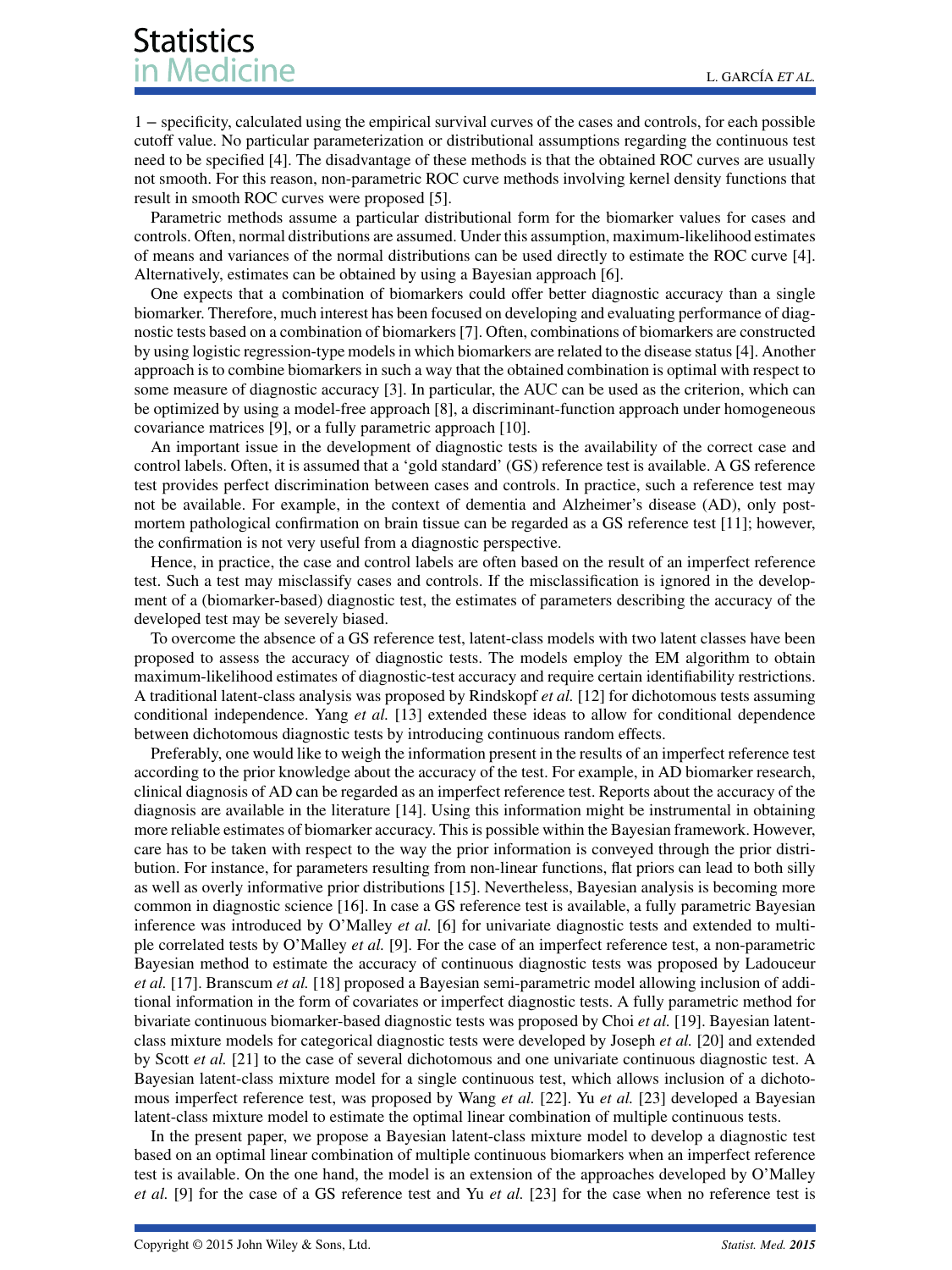1 − specificity, calculated using the empirical survival curves of the cases and controls, for each possible cutoff value. No particular parameterization or distributional assumptions regarding the continuous test need to be specified [4]. The disadvantage of these methods is that the obtained ROC curves are usually not smooth. For this reason, non-parametric ROC curve methods involving kernel density functions that result in smooth ROC curves were proposed [5].

Parametric methods assume a particular distributional form for the biomarker values for cases and controls. Often, normal distributions are assumed. Under this assumption, maximum-likelihood estimates of means and variances of the normal distributions can be used directly to estimate the ROC curve [4]. Alternatively, estimates can be obtained by using a Bayesian approach [6].

One expects that a combination of biomarkers could offer better diagnostic accuracy than a single biomarker. Therefore, much interest has been focused on developing and evaluating performance of diagnostic tests based on a combination of biomarkers [7]. Often, combinations of biomarkers are constructed by using logistic regression-type models in which biomarkers are related to the disease status [4]. Another approach is to combine biomarkers in such a way that the obtained combination is optimal with respect to some measure of diagnostic accuracy [3]. In particular, the AUC can be used as the criterion, which can be optimized by using a model-free approach [8], a discriminant-function approach under homogeneous covariance matrices [9], or a fully parametric approach [10].

An important issue in the development of diagnostic tests is the availability of the correct case and control labels. Often, it is assumed that a 'gold standard' (GS) reference test is available. A GS reference test provides perfect discrimination between cases and controls. In practice, such a reference test may not be available. For example, in the context of dementia and Alzheimer's disease (AD), only post-mortem pathological confirmation on brain tissue can be regarded as a GS reference test [11]; however, the confirmation is not very useful from a diagnostic perspective.

Hence, in practice, the case and control labels are often based on the result of an imperfect reference test. Such a test may misclassify cases and controls. If the misclassification is ignored in the development of a (biomarker-based) diagnostic test, the estimates of parameters describing the accuracy of the developed test may be severely biased.

To overcome the absence of a GS reference test, latent-class models with two latent classes have been proposed to assess the accuracy of diagnostic tests. The models employ the EM algorithm to obtain maximum-likelihood estimates of diagnostic-test accuracy and require certain identifiability restrictions. A traditional latent-class analysis was proposed by Rindskopf *et al.* [12] for dichotomous tests assuming conditional independence. Yang *et al.* [13] extended these ideas to allow for conditional dependence between dichotomous diagnostic tests by introducing continuous random effects.

Preferably, one would like to weigh the information present in the results of an imperfect reference test according to the prior knowledge about the accuracy of the test. For example, in AD biomarker research, clinical diagnosis of AD can be regarded as an imperfect reference test. Reports about the accuracy of the diagnosis are available in the literature [14]. Using this information might be instrumental in obtaining more reliable estimates of biomarker accuracy. This is possible within the Bayesian framework. However, care has to be taken with respect to the way the prior information is conveyed through the prior distribution. For instance, for parameters resulting from non-linear functions, flat priors can lead to both silly as well as overly informative prior distributions [15]. Nevertheless, Bayesian analysis is becoming more common in diagnostic science [16]. In case a GS reference test is available, a fully parametric Bayesian inference was introduced by O'Malley *et al.* [6] for univariate diagnostic tests and extended to multiple correlated tests by O'Malley *et al.* [9]. For the case of an imperfect reference test, a non-parametric Bayesian method to estimate the accuracy of continuous diagnostic tests was proposed by Ladouceur *et al.* [17]. Branscum *et al.* [18] proposed a Bayesian semi-parametric model allowing inclusion of additional information in the form of covariates or imperfect diagnostic tests. A fully parametric method for bivariate continuous biomarker-based diagnostic tests was proposed by Choi *et al.* [19]. Bayesian latent-class mixture models for categorical diagnostic tests were developed by Joseph *et al.* [20] and extended by Scott *et al.* [21] to the case of several dichotomous and one univariate continuous diagnostic test. A Bayesian latent-class mixture model for a single continuous test, which allows inclusion of a dichotomous imperfect reference test, was proposed by Wang *et al.* [22]. Yu *et al.* [23] developed a Bayesian latent-class mixture model to estimate the optimal linear combination of multiple continuous tests.

In the present paper, we propose a Bayesian latent-class mixture model to develop a diagnostic test based on an optimal linear combination of multiple continuous biomarkers when an imperfect reference test is available. On the one hand, the model is an extension of the approaches developed by O'Malley *et al.* [9] for the case of a GS reference test and Yu *et al.* [23] for the case when no reference test is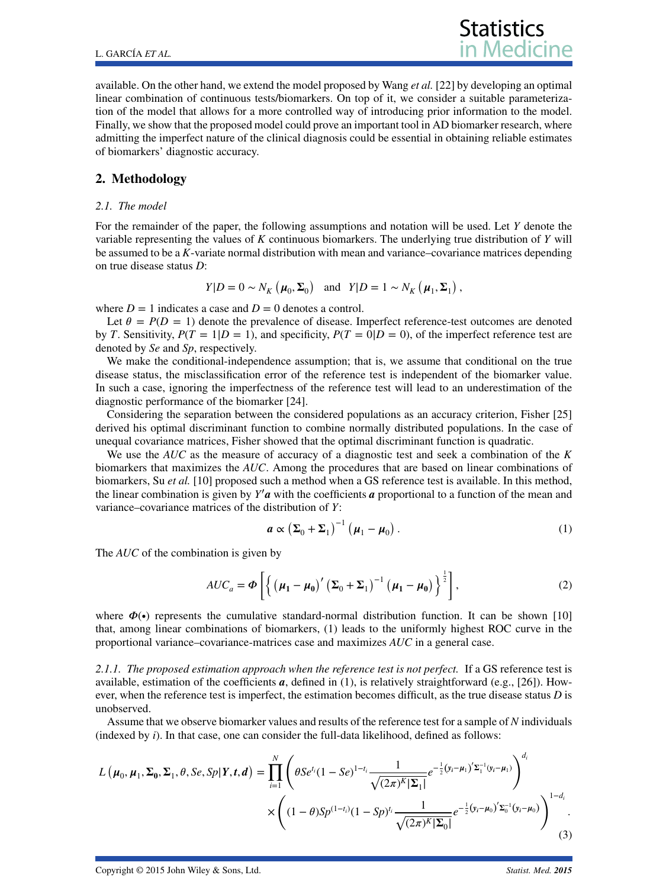available. On the other hand, we extend the model proposed by Wang *et al.* [22] by developing an optimal linear combination of continuous tests/biomarkers. On top of it, we consider a suitable parameterization of the model that allows for a more controlled way of introducing prior information to the model. Finally, we show that the proposed model could prove an important tool in AD biomarker research, where admitting the imperfect nature of the clinical diagnosis could be essential in obtaining reliable estimates of biomarkers' diagnostic accuracy.

## 2. Methodology

### 2.1. The model

For the remainder of the paper, the following assumptions and notation will be used. Let $Y$ denote the variable representing the values of $K$ continuous biomarkers. The underlying true distribution of $Y$ will be assumed to be a $K$-variate normal distribution with mean and variance–covariance matrices depending on true disease status $D$:

$$Y|D=0 \sim N_K\left(\boldsymbol{\mu}_0, \boldsymbol{\Sigma}_0\right) \quad \text{and} \quad Y|D=1 \sim N_K\left(\boldsymbol{\mu}_1, \boldsymbol{\Sigma}_1\right),$$

where $D = 1$ indicates a case and $D = 0$ denotes a control.

Let $\theta = P(D = 1)$ denote the prevalence of disease. Imperfect reference-test outcomes are denoted by $T$. Sensitivity, $P(T = 1|D = 1)$, and specificity, $P(T = 0|D = 0)$, of the imperfect reference test are denoted by $Se$ and $Sp$, respectively.

We make the conditional-independence assumption; that is, we assume that conditional on the true disease status, the misclassification error of the reference test is independent of the biomarker value. In such a case, ignoring the imperfectness of the reference test will lead to an underestimation of the diagnostic performance of the biomarker [24].

Considering the separation between the considered populations as an accuracy criterion, Fisher [25] derived his optimal discriminant function to combine normally distributed populations. In the case of unequal covariance matrices, Fisher showed that the optimal discriminant function is quadratic.

We use the $AUC$ as the measure of accuracy of a diagnostic test and seek a combination of the $K$ biomarkers that maximizes the $AUC$. Among the procedures that are based on linear combinations of biomarkers, Su *et al.* [10] proposed such a method when a GS reference test is available. In this method, the linear combination is given by $\boldsymbol{Y}'\boldsymbol{a}$ with the coefficients $\boldsymbol{a}$ proportional to a function of the mean and variance–covariance matrices of the distribution of $Y$:

$$\boldsymbol{a} \propto \left(\boldsymbol{\Sigma}_0 + \boldsymbol{\Sigma}_1\right)^{-1}\left(\boldsymbol{\mu}_1 - \boldsymbol{\mu}_0\right). \tag{1}$$

The $AUC$ of the combination is given by

$$AUC_a = \Phi\left[\left\{\left(\boldsymbol{\mu}_1 - \boldsymbol{\mu}_0\right)'\left(\boldsymbol{\Sigma}_0 + \boldsymbol{\Sigma}_1\right)^{-1}\left(\boldsymbol{\mu}_1 - \boldsymbol{\mu}_0\right)\right\}^{\frac{1}{2}}\right], \tag{2}$$

where $\Phi(\bullet)$ represents the cumulative standard-normal distribution function. It can be shown [10] that, among linear combinations of biomarkers, (1) leads to the uniformly highest ROC curve in the proportional variance–covariance-matrices case and maximizes $AUC$ in a general case.

#### 2.1.1. The proposed estimation approach when the reference test is not perfect.

If a GS reference test is available, estimation of the coefficients $\boldsymbol{a}$, defined in (1), is relatively straightforward (e.g., [26]). However, when the reference test is imperfect, the estimation becomes difficult, as the true disease status $D$ is unobserved.

Assume that we observe biomarker values and results of the reference test for a sample of $N$ individuals (indexed by $i$). In that case, one can consider the full-data likelihood, defined as follows:

$$L\left(\boldsymbol{\mu}_0, \boldsymbol{\mu}_1, \boldsymbol{\Sigma}_0, \boldsymbol{\Sigma}_1, \theta, Se, Sp|\boldsymbol{Y}, \boldsymbol{t}, \boldsymbol{d}\right) = \prod_{i=1}^{N}\left(\theta Se^{t_i}(1-Se)^{1-t_i}\frac{1}{\sqrt{(2\pi)^K|\boldsymbol{\Sigma}_1|}}e^{-\frac{1}{2}\left(y_i-\mu_1\right)'\Sigma_1^{-1}\left(y_i-\mu_1\right)}\right)^{d_i}$$
$$\times\left((1-\theta)Sp^{(1-t_i)}(1-Sp)^{t_i}\frac{1}{\sqrt{(2\pi)^K|\boldsymbol{\Sigma}_0|}}e^{-\frac{1}{2}\left(y_i-\mu_0\right)'\Sigma_0^{-1}\left(y_i-\mu_0\right)}\right)^{1-d_i}. \tag{3}$$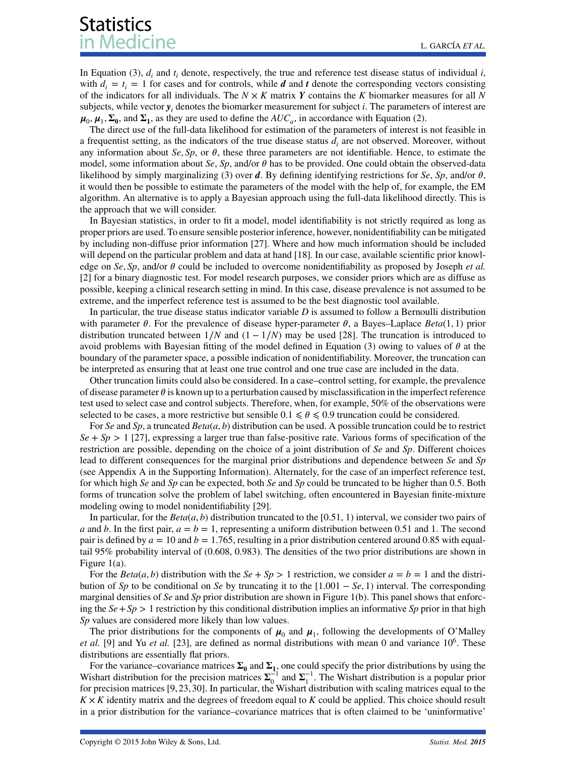In Equation (3), $d_i$ and $t_i$ denote, respectively, the true and reference test disease status of individual $i$, with $d_i = t_i = 1$ for cases and for controls, while $\boldsymbol{d}$ and $\boldsymbol{t}$ denote the corresponding vectors consisting of the indicators for all individuals. The $N \times K$ matrix $\boldsymbol{Y}$ contains the $K$ biomarker measures for all $N$ subjects, while vector $\boldsymbol{y}_i$ denotes the biomarker measurement for subject $i$. The parameters of interest are $\boldsymbol{\mu}_0$, $\boldsymbol{\mu}_1$, $\boldsymbol{\Sigma}_0$, and $\boldsymbol{\Sigma}_1$, as they are used to define the $AUC_a$, in accordance with Equation (2).

The direct use of the full-data likelihood for estimation of the parameters of interest is not feasible in a frequentist setting, as the indicators of the true disease status $d_i$ are not observed. Moreover, without any information about $Se$, $Sp$, or $\theta$, these three parameters are not identifiable. Hence, to estimate the model, some information about $Se$, $Sp$, and/or $\theta$ has to be provided. One could obtain the observed-data likelihood by simply marginalizing (3) over $\boldsymbol{d}$. By defining identifying restrictions for $Se$, $Sp$, and/or $\theta$, it would then be possible to estimate the parameters of the model with the help of, for example, the EM algorithm. An alternative is to apply a Bayesian approach using the full-data likelihood directly. This is the approach that we will consider.

In Bayesian statistics, in order to fit a model, model identifiability is not strictly required as long as proper priors are used. To ensure sensible posterior inference, however, nonidentifiability can be mitigated by including non-diffuse prior information [27]. Where and how much information should be included will depend on the particular problem and data at hand [18]. In our case, available scientific prior knowledge on $Se$, $Sp$, and/or $\theta$ could be included to overcome nonidentifiability as proposed by Joseph *et al.* [2] for a binary diagnostic test. For model research purposes, we consider priors which are as diffuse as possible, keeping a clinical research setting in mind. In this case, disease prevalence is not assumed to be extreme, and the imperfect reference test is assumed to be the best diagnostic tool available.

In particular, the true disease status indicator variable $D$ is assumed to follow a Bernoulli distribution with parameter $\theta$. For the prevalence of disease hyper-parameter $\theta$, a Bayes–Laplace $Beta(1, 1)$ prior distribution truncated between $1/N$ and $(1 - 1/N)$ may be used [28]. The truncation is introduced to avoid problems with Bayesian fitting of the model defined in Equation (3) owing to values of $\theta$ at the boundary of the parameter space, a possible indication of nonidentifiability. Moreover, the truncation can be interpreted as ensuring that at least one true control and one true case are included in the data.

Other truncation limits could also be considered. In a case–control setting, for example, the prevalence of disease parameter $\theta$ is known up to a perturbation caused by misclassification in the imperfect reference test used to select case and control subjects. Therefore, when, for example, 50% of the observations were selected to be cases, a more restrictive but sensible $0.1 \leqslant \theta \leqslant 0.9$ truncation could be considered.

For $Se$ and $Sp$, a truncated $Beta(a, b)$ distribution can be used. A possible truncation could be to restrict $Se + Sp > 1$ [27], expressing a larger true than false-positive rate. Various forms of specification of the restriction are possible, depending on the choice of a joint distribution of $Se$ and $Sp$. Different choices lead to different consequences for the marginal prior distributions and dependence between $Se$ and $Sp$ (see Appendix A in the Supporting Information). Alternately, for the case of an imperfect reference test, for which high $Se$ and $Sp$ can be expected, both $Se$ and $Sp$ could be truncated to be higher than 0.5. Both forms of truncation solve the problem of label switching, often encountered in Bayesian finite-mixture modeling owing to model nonidentifiability [29].

In particular, for the $Beta(a, b)$ distribution truncated to the $[0.51, 1)$ interval, we consider two pairs of $a$ and $b$. In the first pair, $a = b = 1$, representing a uniform distribution between 0.51 and 1. The second pair is defined by $a = 10$ and $b = 1.765$, resulting in a prior distribution centered around 0.85 with equal-tail 95% probability interval of (0.608, 0.983). The densities of the two prior distributions are shown in Figure 1(a).

For the $Beta(a, b)$ distribution with the $Se + Sp > 1$ restriction, we consider $a = b = 1$ and the distribution of $Sp$ to be conditional on $Se$ by truncating it to the $[1.001 - Se, 1)$ interval. The corresponding marginal densities of $Se$ and $Sp$ prior distribution are shown in Figure 1(b). This panel shows that enforcing the $Se + Sp > 1$ restriction by this conditional distribution implies an informative $Sp$ prior in that high $Sp$ values are considered more likely than low values.

The prior distributions for the components of $\boldsymbol{\mu}_0$ and $\boldsymbol{\mu}_1$, following the developments of O'Malley *et al.* [9] and Yu *et al.* [23], are defined as normal distributions with mean 0 and variance $10^6$. These distributions are essentially flat priors.

For the variance–covariance matrices $\boldsymbol{\Sigma}_0$ and $\boldsymbol{\Sigma}_1$, one could specify the prior distributions by using the Wishart distribution for the precision matrices $\boldsymbol{\Sigma}_0^{-1}$ and $\boldsymbol{\Sigma}_1^{-1}$. The Wishart distribution is a popular prior for precision matrices [9, 23, 30]. In particular, the Wishart distribution with scaling matrices equal to the $K \times K$ identity matrix and the degrees of freedom equal to $K$ could be applied. This choice should result in a prior distribution for the variance–covariance matrices that is often claimed to be 'uninformative'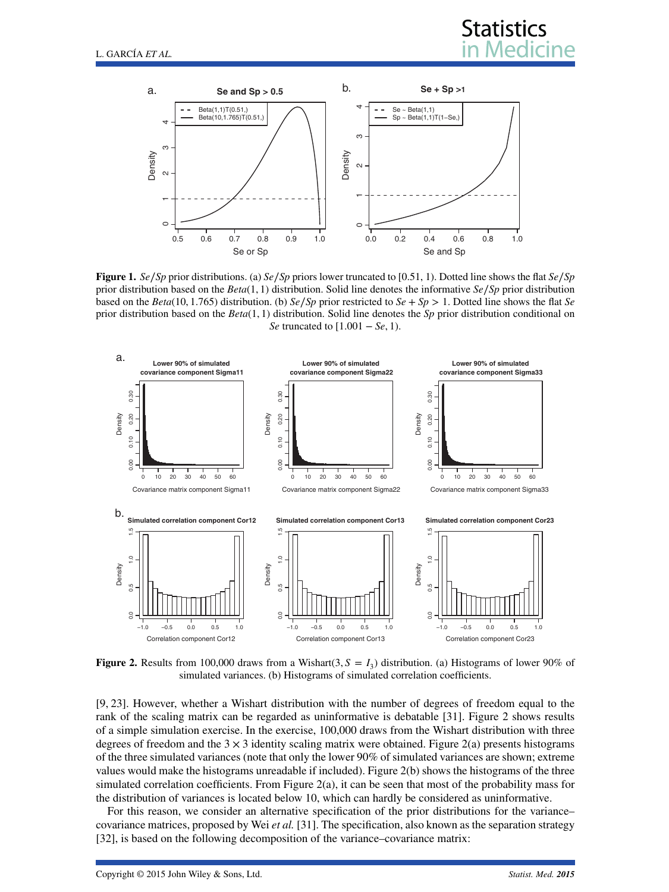**Figure 1.** *Se/Sp* prior distributions. (a) *Se/Sp* priors lower truncated to [0.51, 1). Dotted line shows the flat *Se/Sp* prior distribution based on the *Beta*(1, 1) distribution. Solid line denotes the informative *Se/Sp* prior distribution based on the *Beta*(10, 1.765) distribution. (b) *Se/Sp* prior restricted to $Se + Sp > 1$. Dotted line shows the flat *Se* prior distribution based on the *Beta*(1, 1) distribution. Solid line denotes the *Sp* prior distribution conditional on *Se* truncated to $[1.001 - Se, 1)$.

**Figure 2.** Results from 100,000 draws from a Wishart$(3, S = I_3)$ distribution. (a) Histograms of lower 90% of simulated variances. (b) Histograms of simulated correlation coefficients.

[9, 23]. However, whether a Wishart distribution with the number of degrees of freedom equal to the rank of the scaling matrix can be regarded as uninformative is debatable [31]. Figure 2 shows results of a simple simulation exercise. In the exercise, 100,000 draws from the Wishart distribution with three degrees of freedom and the $3 \times 3$ identity scaling matrix were obtained. Figure 2(a) presents histograms of the three simulated variances (note that only the lower 90% of simulated variances are shown; extreme values would make the histograms unreadable if included). Figure 2(b) shows the histograms of the three simulated correlation coefficients. From Figure 2(a), it can be seen that most of the probability mass for the distribution of variances is located below 10, which can hardly be considered as uninformative.

For this reason, we consider an alternative specification of the prior distributions for the variance–covariance matrices, proposed by Wei *et al.* [31]. The specification, also known as the separation strategy [32], is based on the following decomposition of the variance–covariance matrix: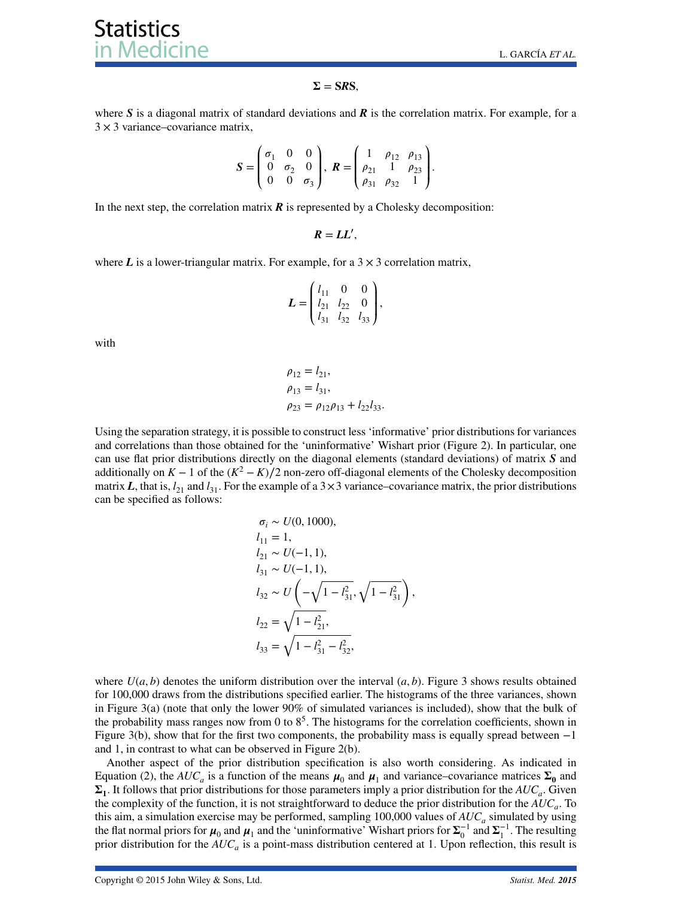$$\boldsymbol{\Sigma} = \boldsymbol{SRS},$$

where $\boldsymbol{S}$ is a diagonal matrix of standard deviations and $\boldsymbol{R}$ is the correlation matrix. For example, for a $3 \times 3$ variance–covariance matrix,

$$\boldsymbol{S} = \begin{pmatrix} \sigma_1 & 0 & 0 \\ 0 & \sigma_2 & 0 \\ 0 & 0 & \sigma_3 \end{pmatrix}, \ \boldsymbol{R} = \begin{pmatrix} 1 & \rho_{12} & \rho_{13} \\ \rho_{21} & 1 & \rho_{23} \\ \rho_{31} & \rho_{32} & 1 \end{pmatrix}.$$

In the next step, the correlation matrix $\boldsymbol{R}$ is represented by a Cholesky decomposition:

$$\boldsymbol{R} = \boldsymbol{LL}',$$

where $\boldsymbol{L}$ is a lower-triangular matrix. For example, for a $3 \times 3$ correlation matrix,

$$\boldsymbol{L} = \begin{pmatrix} l_{11} & 0 & 0 \\ l_{21} & l_{22} & 0 \\ l_{31} & l_{32} & l_{33} \end{pmatrix},$$

with

$$\begin{aligned} \rho_{12} &= l_{21}, \\ \rho_{13} &= l_{31}, \\ \rho_{23} &= \rho_{12}\rho_{13} + l_{22}l_{33}. \end{aligned}$$

Using the separation strategy, it is possible to construct less 'informative' prior distributions for variances and correlations than those obtained for the 'uninformative' Wishart prior (Figure 2). In particular, one can use flat prior distributions directly on the diagonal elements (standard deviations) of matrix $\boldsymbol{S}$ and additionally on $K-1$ of the $(K^2 - K)/2$ non-zero off-diagonal elements of the Cholesky decomposition matrix $\boldsymbol{L}$, that is, $l_{21}$ and $l_{31}$. For the example of a $3 \times 3$ variance–covariance matrix, the prior distributions can be specified as follows:

$$\begin{aligned} \sigma_i &\sim U(0, 1000), \\ l_{11} &= 1, \\ l_{21} &\sim U(-1, 1), \\ l_{31} &\sim U(-1, 1), \\ l_{32} &\sim U\left(-\sqrt{1 - l_{31}^2}, \sqrt{1 - l_{31}^2}\right), \\ l_{22} &= \sqrt{1 - l_{21}^2}, \\ l_{33} &= \sqrt{1 - l_{31}^2 - l_{32}^2}, \end{aligned}$$

where $U(a, b)$ denotes the uniform distribution over the interval $(a, b)$. Figure 3 shows results obtained for 100,000 draws from the distributions specified earlier. The histograms of the three variances, shown in Figure 3(a) (note that only the lower 90% of simulated variances is included), show that the bulk of the probability mass ranges now from 0 to $8^5$. The histograms for the correlation coefficients, shown in Figure 3(b), show that for the first two components, the probability mass is equally spread between $-1$ and 1, in contrast to what can be observed in Figure 2(b).

Another aspect of the prior distribution specification is also worth considering. As indicated in Equation (2), the $AUC_a$ is a function of the means $\boldsymbol{\mu}_0$ and $\boldsymbol{\mu}_1$ and variance–covariance matrices $\boldsymbol{\Sigma_0}$ and $\boldsymbol{\Sigma_1}$. It follows that prior distributions for those parameters imply a prior distribution for the $AUC_a$. Given the complexity of the function, it is not straightforward to deduce the prior distribution for the $AUC_a$. To this aim, a simulation exercise may be performed, sampling 100,000 values of $AUC_a$ simulated by using the flat normal priors for $\boldsymbol{\mu}_0$ and $\boldsymbol{\mu}_1$ and the 'uninformative' Wishart priors for $\boldsymbol{\Sigma}_0^{-1}$ and $\boldsymbol{\Sigma}_1^{-1}$. The resulting prior distribution for the $AUC_a$ is a point-mass distribution centered at 1. Upon reflection, this result is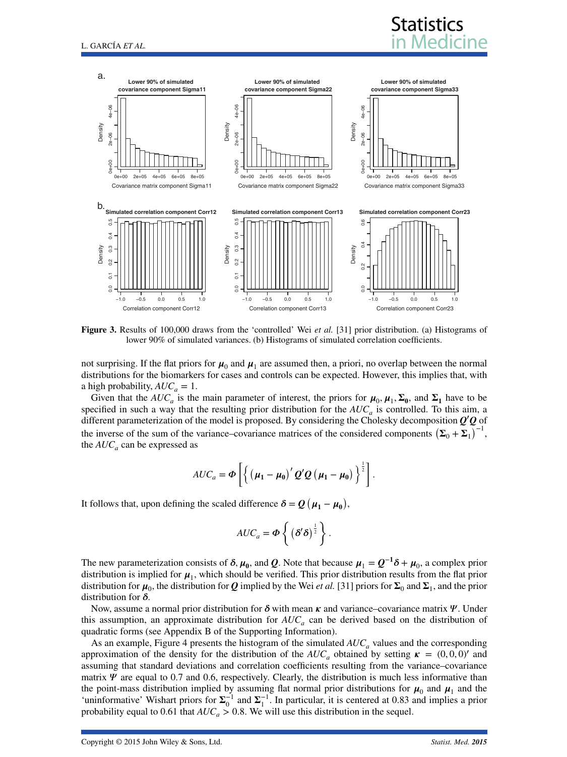**Figure 3.** Results of 100,000 draws from the 'controlled' Wei *et al.* [31] prior distribution. (a) Histograms of lower 90% of simulated variances. (b) Histograms of simulated correlation coefficients.

not surprising. If the flat priors for $\boldsymbol{\mu}_0$ and $\boldsymbol{\mu}_1$ are assumed then, a priori, no overlap between the normal distributions for the biomarkers for cases and controls can be expected. However, this implies that, with a high probability, $AUC_a = 1$.

Given that the $AUC_a$ is the main parameter of interest, the priors for $\boldsymbol{\mu}_0, \boldsymbol{\mu}_1, \boldsymbol{\Sigma_0}$, and $\boldsymbol{\Sigma_1}$ have to be specified in such a way that the resulting prior distribution for the $AUC_a$ is controlled. To this aim, a different parameterization of the model is proposed. By considering the Cholesky decomposition $\boldsymbol{Q}'\boldsymbol{Q}$ of the inverse of the sum of the variance–covariance matrices of the considered components $\left(\boldsymbol{\Sigma}_0 + \boldsymbol{\Sigma}_1\right)^{-1}$, the $AUC_a$ can be expressed as

$$AUC_a = \Phi\left[\left\{\left(\boldsymbol{\mu_1} - \boldsymbol{\mu_0}\right)' \boldsymbol{Q}'\boldsymbol{Q}\left(\boldsymbol{\mu_1} - \boldsymbol{\mu_0}\right)\right\}^{\frac{1}{2}}\right].$$

It follows that, upon defining the scaled difference $\boldsymbol{\delta} = \boldsymbol{Q}\left(\boldsymbol{\mu_1} - \boldsymbol{\mu_0}\right)$,

$$AUC_a = \Phi\left\{\left(\boldsymbol{\delta}'\boldsymbol{\delta}\right)^{\frac{1}{2}}\right\}.$$

The new parameterization consists of $\boldsymbol{\delta}, \boldsymbol{\mu_0}$, and $\boldsymbol{Q}$. Note that because $\boldsymbol{\mu}_1 = \boldsymbol{Q}^{-1}\boldsymbol{\delta} + \boldsymbol{\mu}_0$, a complex prior distribution is implied for $\boldsymbol{\mu}_1$, which should be verified. This prior distribution results from the flat prior distribution for $\boldsymbol{\mu}_0$, the distribution for $\boldsymbol{Q}$ implied by the Wei *et al.* [31] priors for $\boldsymbol{\Sigma}_0$ and $\boldsymbol{\Sigma}_1$, and the prior distribution for $\boldsymbol{\delta}$.

Now, assume a normal prior distribution for $\boldsymbol{\delta}$ with mean $\boldsymbol{\kappa}$ and variance–covariance matrix $\boldsymbol{\Psi}$. Under this assumption, an approximate distribution for $AUC_a$ can be derived based on the distribution of quadratic forms (see Appendix B of the Supporting Information).

As an example, Figure 4 presents the histogram of the simulated $AUC_a$ values and the corresponding approximation of the density for the distribution of the $AUC_a$ obtained by setting $\boldsymbol{\kappa} = (0, 0, 0)'$ and assuming that standard deviations and correlation coefficients resulting from the variance–covariance matrix $\boldsymbol{\Psi}$ are equal to 0.7 and 0.6, respectively. Clearly, the distribution is much less informative than the point-mass distribution implied by assuming flat normal prior distributions for $\boldsymbol{\mu}_0$ and $\boldsymbol{\mu}_1$ and the 'uninformative' Wishart priors for $\boldsymbol{\Sigma}_0^{-1}$ and $\boldsymbol{\Sigma}_1^{-1}$. In particular, it is centered at 0.83 and implies a prior probability equal to 0.61 that $AUC_a > 0.8$. We will use this distribution in the sequel.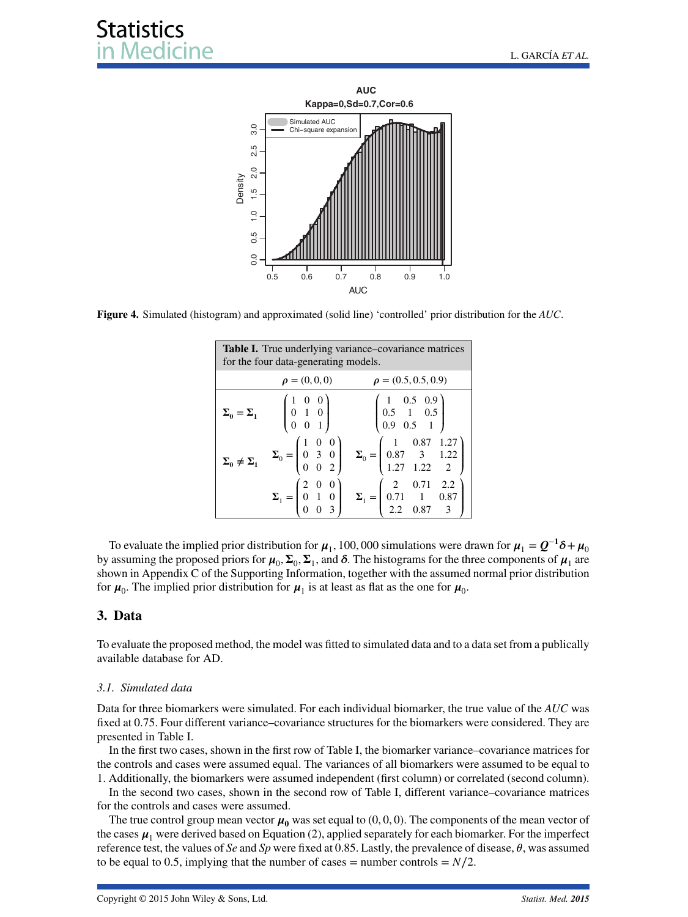Figure 4. Simulated (histogram) and approximated (solid line) 'controlled' prior distribution for the $AUC$.

**Table I.** True underlying variance–covariance matrices for the four data-generating models.

| | $\boldsymbol{\rho} = (0, 0, 0)$ | $\boldsymbol{\rho} = (0.5, 0.5, 0.9)$ |
|---|---|---|
| $\boldsymbol{\Sigma}_0 = \boldsymbol{\Sigma}_1$ | $\begin{pmatrix} 1 & 0 & 0 \\ 0 & 1 & 0 \\ 0 & 0 & 1 \end{pmatrix}$ | $\begin{pmatrix} 1 & 0.5 & 0.9 \\ 0.5 & 1 & 0.5 \\ 0.9 & 0.5 & 1 \end{pmatrix}$ |
| $\boldsymbol{\Sigma}_0 \neq \boldsymbol{\Sigma}_1$ | $\boldsymbol{\Sigma}_0 = \begin{pmatrix} 1 & 0 & 0 \\ 0 & 3 & 0 \\ 0 & 0 & 2 \end{pmatrix}$ | $\boldsymbol{\Sigma}_0 = \begin{pmatrix} 1 & 0.87 & 1.27 \\ 0.87 & 3 & 1.22 \\ 1.27 & 1.22 & 2 \end{pmatrix}$ |
| | $\boldsymbol{\Sigma}_1 = \begin{pmatrix} 2 & 0 & 0 \\ 0 & 1 & 0 \\ 0 & 0 & 3 \end{pmatrix}$ | $\boldsymbol{\Sigma}_1 = \begin{pmatrix} 2 & 0.71 & 2.2 \\ 0.71 & 1 & 0.87 \\ 2.2 & 0.87 & 3 \end{pmatrix}$ |

To evaluate the implied prior distribution for $\boldsymbol{\mu}_1$, 100,000 simulations were drawn for $\boldsymbol{\mu}_1 = \boldsymbol{Q}^{-1}\boldsymbol{\delta} + \boldsymbol{\mu}_0$ by assuming the proposed priors for $\boldsymbol{\mu}_0, \boldsymbol{\Sigma}_0, \boldsymbol{\Sigma}_1$, and $\boldsymbol{\delta}$. The histograms for the three components of $\boldsymbol{\mu}_1$ are shown in Appendix C of the Supporting Information, together with the assumed normal prior distribution for $\boldsymbol{\mu}_0$. The implied prior distribution for $\boldsymbol{\mu}_1$ is at least as flat as the one for $\boldsymbol{\mu}_0$.

## 3. Data

To evaluate the proposed method, the model was fitted to simulated data and to a data set from a publically available database for AD.

### *3.1. Simulated data*

Data for three biomarkers were simulated. For each individual biomarker, the true value of the $AUC$ was fixed at 0.75. Four different variance–covariance structures for the biomarkers were considered. They are presented in Table I.

In the first two cases, shown in the first row of Table I, the biomarker variance–covariance matrices for the controls and cases were assumed equal. The variances of all biomarkers were assumed to be equal to 1. Additionally, the biomarkers were assumed independent (first column) or correlated (second column).

In the second two cases, shown in the second row of Table I, different variance–covariance matrices for the controls and cases were assumed.

The true control group mean vector $\boldsymbol{\mu}_0$ was set equal to $(0, 0, 0)$. The components of the mean vector of the cases $\boldsymbol{\mu}_1$ were derived based on Equation (2), applied separately for each biomarker. For the imperfect reference test, the values of $Se$ and $Sp$ were fixed at 0.85. Lastly, the prevalence of disease, $\theta$, was assumed to be equal to 0.5, implying that the number of cases = number controls = $N/2$.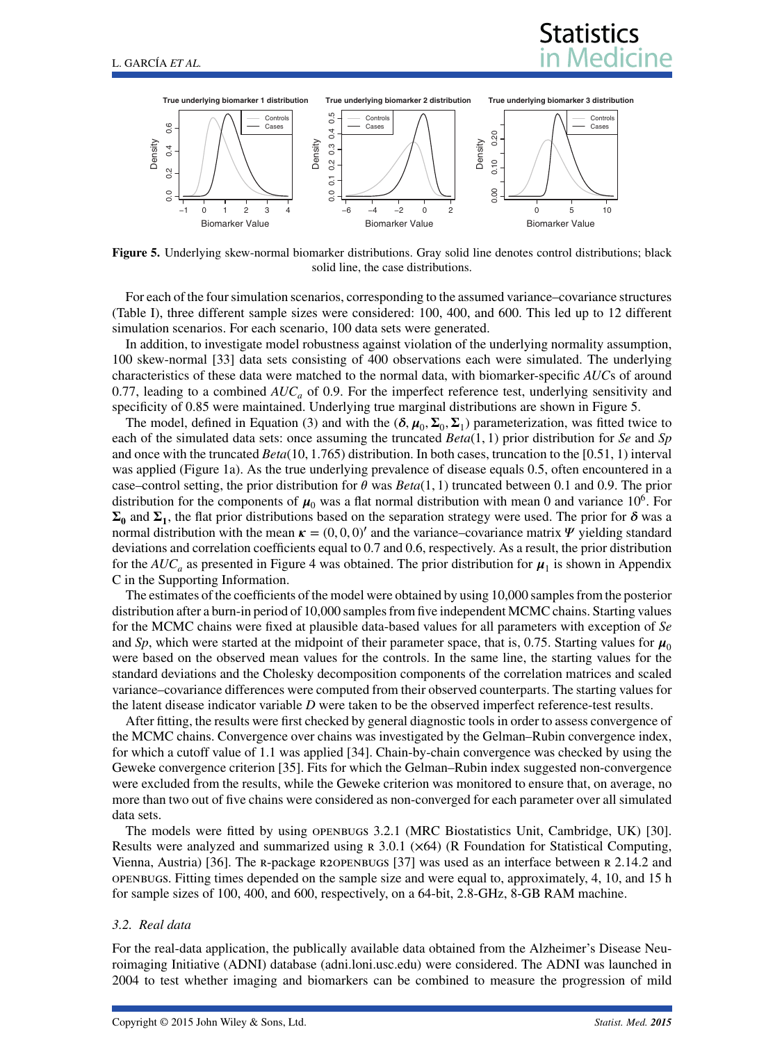**Figure 5.** Underlying skew-normal biomarker distributions. Gray solid line denotes control distributions; black solid line, the case distributions.

For each of the four simulation scenarios, corresponding to the assumed variance–covariance structures (Table I), three different sample sizes were considered: 100, 400, and 600. This led up to 12 different simulation scenarios. For each scenario, 100 data sets were generated.

In addition, to investigate model robustness against violation of the underlying normality assumption, 100 skew-normal [33] data sets consisting of 400 observations each were simulated. The underlying characteristics of these data were matched to the normal data, with biomarker-specific *AUC*s of around 0.77, leading to a combined $AUC_a$ of 0.9. For the imperfect reference test, underlying sensitivity and specificity of 0.85 were maintained. Underlying true marginal distributions are shown in Figure 5.

The model, defined in Equation (3) and with the $(\boldsymbol{\delta}, \boldsymbol{\mu}_0, \boldsymbol{\Sigma}_0, \boldsymbol{\Sigma}_1)$ parameterization, was fitted twice to each of the simulated data sets: once assuming the truncated $Beta(1, 1)$ prior distribution for *Se* and *Sp* and once with the truncated $Beta(10, 1.765)$ distribution. In both cases, truncation to the $[0.51, 1)$ interval was applied (Figure 1a). As the true underlying prevalence of disease equals 0.5, often encountered in a case–control setting, the prior distribution for $\theta$ was $Beta(1, 1)$ truncated between 0.1 and 0.9. The prior distribution for the components of $\boldsymbol{\mu}_0$ was a flat normal distribution with mean 0 and variance $10^6$. For $\boldsymbol{\Sigma_0}$ and $\boldsymbol{\Sigma_1}$, the flat prior distributions based on the separation strategy were used. The prior for $\boldsymbol{\delta}$ was a normal distribution with the mean $\boldsymbol{\kappa} = (0, 0, 0)'$ and the variance–covariance matrix $\Psi$ yielding standard deviations and correlation coefficients equal to 0.7 and 0.6, respectively. As a result, the prior distribution for the $AUC_a$ as presented in Figure 4 was obtained. The prior distribution for $\boldsymbol{\mu}_1$ is shown in Appendix C in the Supporting Information.

The estimates of the coefficients of the model were obtained by using 10,000 samples from the posterior distribution after a burn-in period of 10,000 samples from five independent MCMC chains. Starting values for the MCMC chains were fixed at plausible data-based values for all parameters with exception of *Se* and *Sp*, which were started at the midpoint of their parameter space, that is, 0.75. Starting values for $\boldsymbol{\mu}_0$ were based on the observed mean values for the controls. In the same line, the starting values for the standard deviations and the Cholesky decomposition components of the correlation matrices and scaled variance–covariance differences were computed from their observed counterparts. The starting values for the latent disease indicator variable *D* were taken to be the observed imperfect reference-test results.

After fitting, the results were first checked by general diagnostic tools in order to assess convergence of the MCMC chains. Convergence over chains was investigated by the Gelman–Rubin convergence index, for which a cutoff value of 1.1 was applied [34]. Chain-by-chain convergence was checked by using the Geweke convergence criterion [35]. Fits for which the Gelman–Rubin index suggested non-convergence were excluded from the results, while the Geweke criterion was monitored to ensure that, on average, no more than two out of five chains were considered as non-converged for each parameter over all simulated data sets.

The models were fitted by using OPENBUGS 3.2.1 (MRC Biostatistics Unit, Cambridge, UK) [30]. Results were analyzed and summarized using R 3.0.1 (×64) (R Foundation for Statistical Computing, Vienna, Austria) [36]. The R-package R2OPENBUGS [37] was used as an interface between R 2.14.2 and OPENBUGS. Fitting times depended on the sample size and were equal to, approximately, 4, 10, and 15 h for sample sizes of 100, 400, and 600, respectively, on a 64-bit, 2.8-GHz, 8-GB RAM machine.

### 3.2. Real data

For the real-data application, the publically available data obtained from the Alzheimer's Disease Neuroimaging Initiative (ADNI) database (adni.loni.usc.edu) were considered. The ADNI was launched in 2004 to test whether imaging and biomarkers can be combined to measure the progression of mild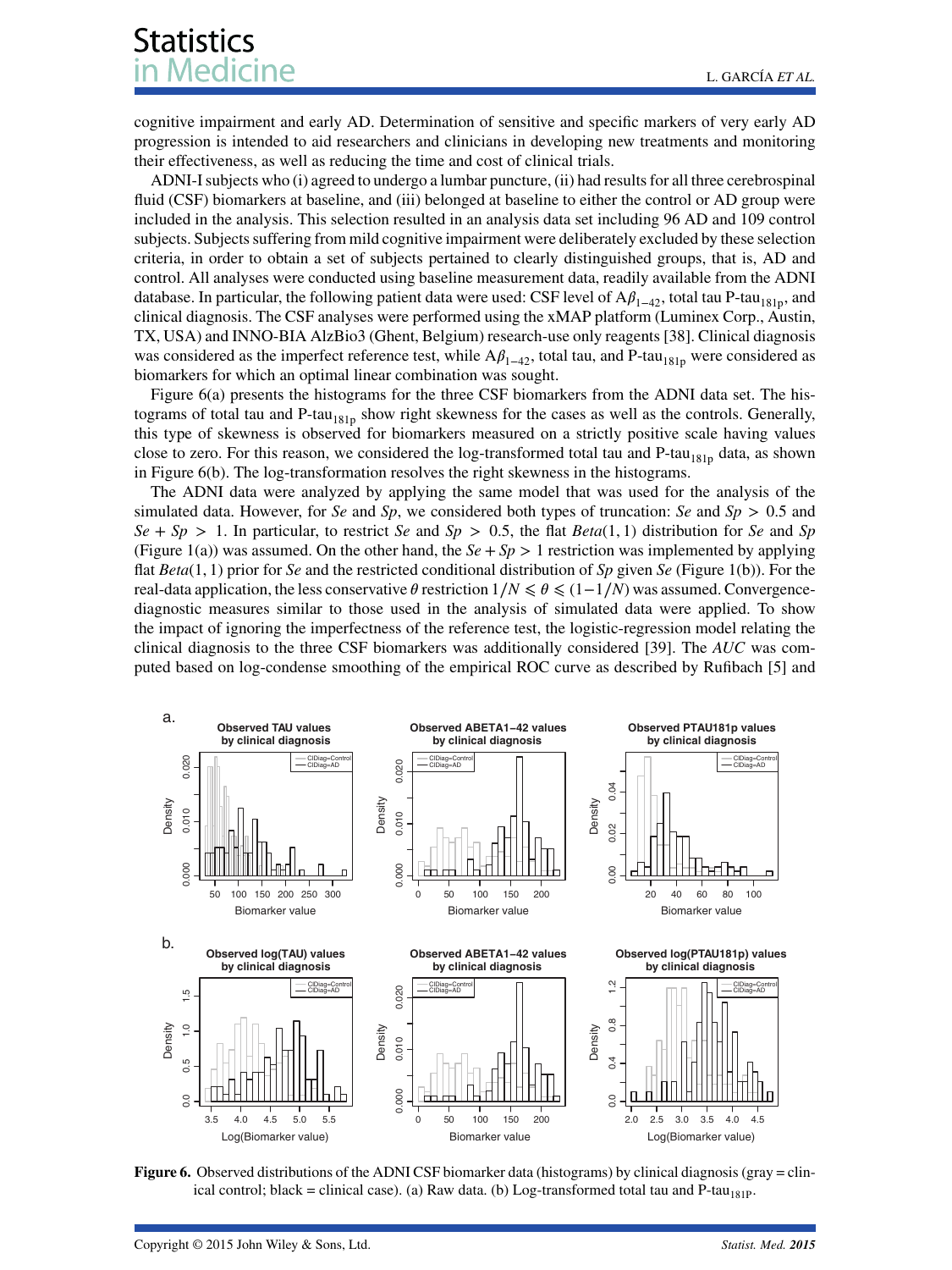cognitive impairment and early AD. Determination of sensitive and specific markers of very early AD progression is intended to aid researchers and clinicians in developing new treatments and monitoring their effectiveness, as well as reducing the time and cost of clinical trials.

ADNI-I subjects who (i) agreed to undergo a lumbar puncture, (ii) had results for all three cerebrospinal fluid (CSF) biomarkers at baseline, and (iii) belonged at baseline to either the control or AD group were included in the analysis. This selection resulted in an analysis data set including 96 AD and 109 control subjects. Subjects suffering from mild cognitive impairment were deliberately excluded by these selection criteria, in order to obtain a set of subjects pertained to clearly distinguished groups, that is, AD and control. All analyses were conducted using baseline measurement data, readily available from the ADNI database. In particular, the following patient data were used: CSF level of $A\beta_{1-42}$, total tau P-tau$_{181p}$, and clinical diagnosis. The CSF analyses were performed using the xMAP platform (Luminex Corp., Austin, TX, USA) and INNO-BIA AlzBio3 (Ghent, Belgium) research-use only reagents [38]. Clinical diagnosis was considered as the imperfect reference test, while $A\beta_{1-42}$, total tau, and P-tau$_{181p}$ were considered as biomarkers for which an optimal linear combination was sought.

Figure 6(a) presents the histograms for the three CSF biomarkers from the ADNI data set. The histograms of total tau and P-tau$_{181p}$ show right skewness for the cases as well as the controls. Generally, this type of skewness is observed for biomarkers measured on a strictly positive scale having values close to zero. For this reason, we considered the log-transformed total tau and P-tau$_{181p}$ data, as shown in Figure 6(b). The log-transformation resolves the right skewness in the histograms.

The ADNI data were analyzed by applying the same model that was used for the analysis of the simulated data. However, for *Se* and *Sp*, we considered both types of truncation: *Se* and $Sp > 0.5$ and $Se + Sp > 1$. In particular, to restrict *Se* and $Sp > 0.5$, the flat *Beta*(1, 1) distribution for *Se* and *Sp* (Figure 1(a)) was assumed. On the other hand, the $Se + Sp > 1$ restriction was implemented by applying flat *Beta*(1, 1) prior for *Se* and the restricted conditional distribution of *Sp* given *Se* (Figure 1(b)). For the real-data application, the less conservative $\theta$ restriction $1/N \leqslant \theta \leqslant (1-1/N)$ was assumed. Convergence-diagnostic measures similar to those used in the analysis of simulated data were applied. To show the impact of ignoring the imperfectness of the reference test, the logistic-regression model relating the clinical diagnosis to the three CSF biomarkers was additionally considered [39]. The *AUC* was computed based on log-condense smoothing of the empirical ROC curve as described by Rufibach [5] and

**Figure 6.** Observed distributions of the ADNI CSF biomarker data (histograms) by clinical diagnosis (gray = clinical control; black = clinical case). (a) Raw data. (b) Log-transformed total tau and P-tau$_{181P}$.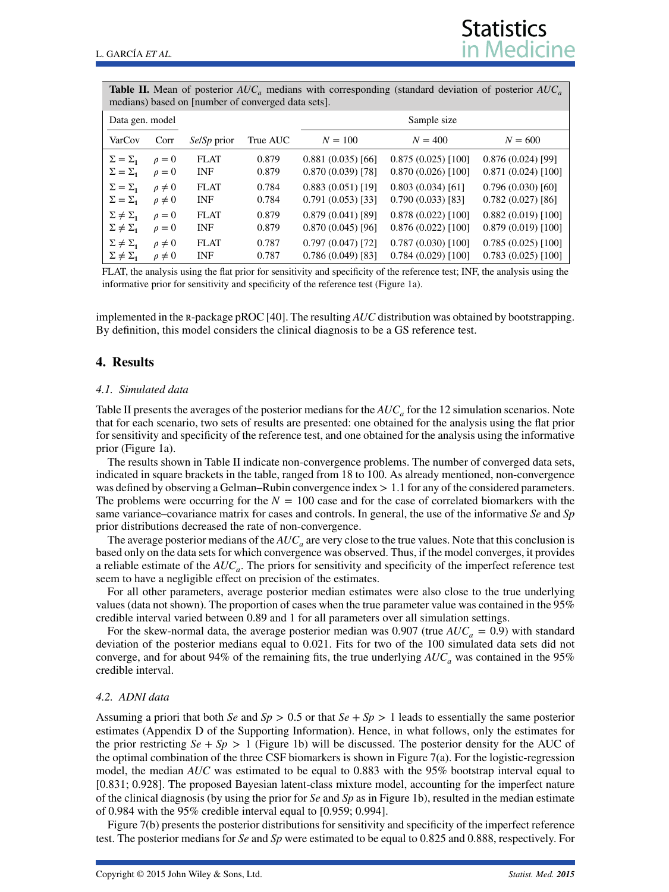**Table II.** Mean of posterior $AUC_a$ medians with corresponding (standard deviation of posterior $AUC_a$ medians) based on [number of converged data sets].

| Data gen. model | | | | Sample size | | |
|---|---|---|---|---|---|---|
| VarCov | Corr | *Se*/*Sp* prior | True AUC | $N = 100$ | $N = 400$ | $N = 600$ |
| $\Sigma = \Sigma_1$ | $\rho = 0$ | FLAT | 0.879 | 0.881 (0.035) [66] | 0.875 (0.025) [100] | 0.876 (0.024) [99] |
| $\Sigma = \Sigma_1$ | $\rho = 0$ | INF | 0.879 | 0.870 (0.039) [78] | 0.870 (0.026) [100] | 0.871 (0.024) [100] |
| $\Sigma = \Sigma_1$ | $\rho \neq 0$ | FLAT | 0.784 | 0.883 (0.051) [19] | 0.803 (0.034) [61] | 0.796 (0.030) [60] |
| $\Sigma = \Sigma_1$ | $\rho \neq 0$ | INF | 0.784 | 0.791 (0.053) [33] | 0.790 (0.033) [83] | 0.782 (0.027) [86] |
| $\Sigma \neq \Sigma_1$ | $\rho = 0$ | FLAT | 0.879 | 0.879 (0.041) [89] | 0.878 (0.022) [100] | 0.882 (0.019) [100] |
| $\Sigma \neq \Sigma_1$ | $\rho = 0$ | INF | 0.879 | 0.870 (0.045) [96] | 0.876 (0.022) [100] | 0.879 (0.019) [100] |
| $\Sigma \neq \Sigma_1$ | $\rho \neq 0$ | FLAT | 0.787 | 0.797 (0.047) [72] | 0.787 (0.030) [100] | 0.785 (0.025) [100] |
| $\Sigma \neq \Sigma_1$ | $\rho \neq 0$ | INF | 0.787 | 0.786 (0.049) [83] | 0.784 (0.029) [100] | 0.783 (0.025) [100] |

FLAT, the analysis using the flat prior for sensitivity and specificity of the reference test; INF, the analysis using the informative prior for sensitivity and specificity of the reference test (Figure 1a).

implemented in the R-package pROC [40]. The resulting *AUC* distribution was obtained by bootstrapping. By definition, this model considers the clinical diagnosis to be a GS reference test.

## 4. Results

### 4.1. Simulated data

Table II presents the averages of the posterior medians for the $AUC_a$ for the 12 simulation scenarios. Note that for each scenario, two sets of results are presented: one obtained for the analysis using the flat prior for sensitivity and specificity of the reference test, and one obtained for the analysis using the informative prior (Figure 1a).

The results shown in Table II indicate non-convergence problems. The number of converged data sets, indicated in square brackets in the table, ranged from 18 to 100. As already mentioned, non-convergence was defined by observing a Gelman–Rubin convergence index $> 1.1$ for any of the considered parameters. The problems were occurring for the $N = 100$ case and for the case of correlated biomarkers with the same variance–covariance matrix for cases and controls. In general, the use of the informative *Se* and *Sp* prior distributions decreased the rate of non-convergence.

The average posterior medians of the $AUC_a$ are very close to the true values. Note that this conclusion is based only on the data sets for which convergence was observed. Thus, if the model converges, it provides a reliable estimate of the $AUC_a$. The priors for sensitivity and specificity of the imperfect reference test seem to have a negligible effect on precision of the estimates.

For all other parameters, average posterior median estimates were also close to the true underlying values (data not shown). The proportion of cases when the true parameter value was contained in the 95% credible interval varied between 0.89 and 1 for all parameters over all simulation settings.

For the skew-normal data, the average posterior median was 0.907 (true $AUC_a = 0.9$) with standard deviation of the posterior medians equal to 0.021. Fits for two of the 100 simulated data sets did not converge, and for about 94% of the remaining fits, the true underlying $AUC_a$ was contained in the 95% credible interval.

### 4.2. ADNI data

Assuming a priori that both *Se* and $Sp > 0.5$ or that $Se + Sp > 1$ leads to essentially the same posterior estimates (Appendix D of the Supporting Information). Hence, in what follows, only the estimates for the prior restricting $Se + Sp > 1$ (Figure 1b) will be discussed. The posterior density for the AUC of the optimal combination of the three CSF biomarkers is shown in Figure 7(a). For the logistic-regression model, the median *AUC* was estimated to be equal to 0.883 with the 95% bootstrap interval equal to [0.831; 0.928]. The proposed Bayesian latent-class mixture model, accounting for the imperfect nature of the clinical diagnosis (by using the prior for *Se* and *Sp* as in Figure 1b), resulted in the median estimate of 0.984 with the 95% credible interval equal to [0.959; 0.994].

Figure 7(b) presents the posterior distributions for sensitivity and specificity of the imperfect reference test. The posterior medians for *Se* and *Sp* were estimated to be equal to 0.825 and 0.888, respectively. For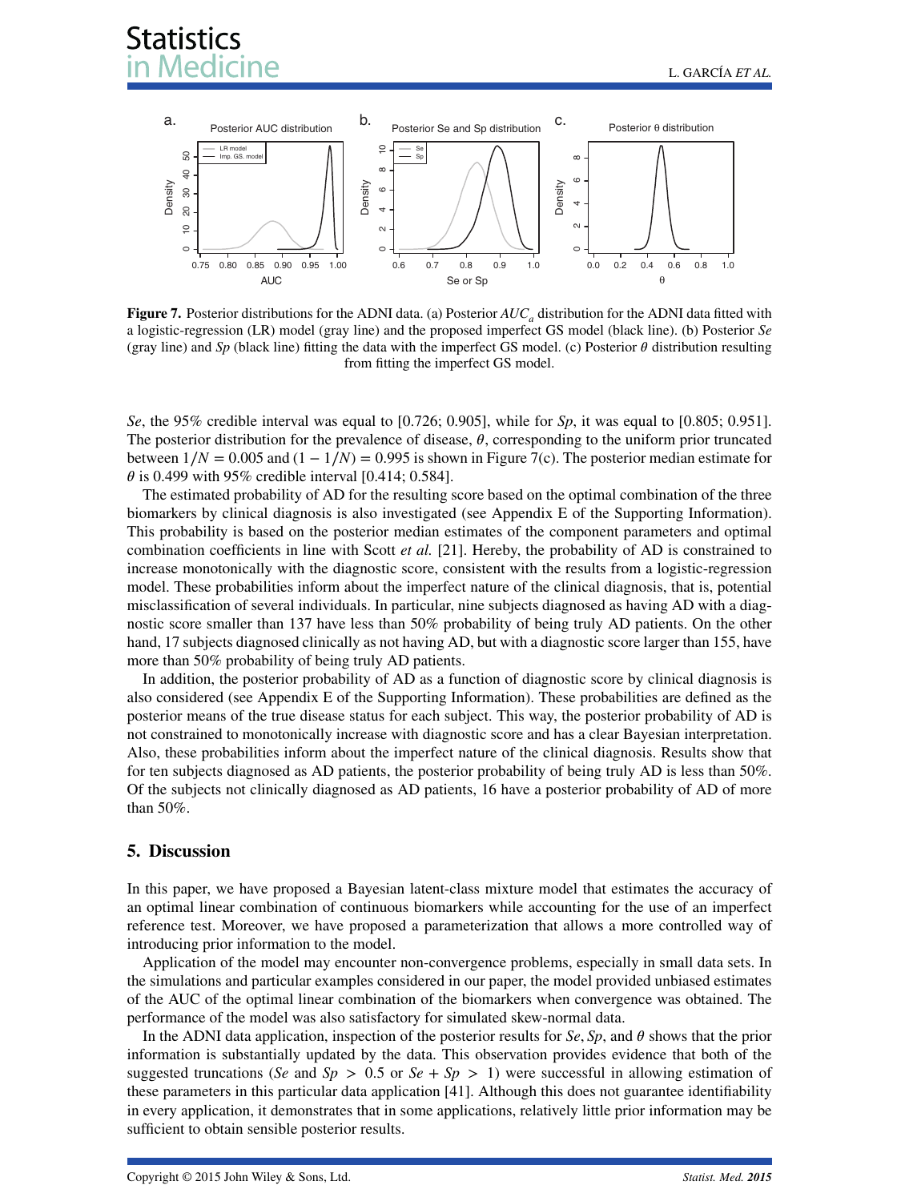**Figure 7.** Posterior distributions for the ADNI data. (a) Posterior $AUC_a$ distribution for the ADNI data fitted with a logistic-regression (LR) model (gray line) and the proposed imperfect GS model (black line). (b) Posterior *Se* (gray line) and *Sp* (black line) fitting the data with the imperfect GS model. (c) Posterior $\theta$ distribution resulting from fitting the imperfect GS model.

*Se*, the 95% credible interval was equal to [0.726; 0.905], while for *Sp*, it was equal to [0.805; 0.951]. The posterior distribution for the prevalence of disease, $\theta$, corresponding to the uniform prior truncated between $1/N = 0.005$ and $(1 - 1/N) = 0.995$ is shown in Figure 7(c). The posterior median estimate for $\theta$ is 0.499 with 95% credible interval [0.414; 0.584].

The estimated probability of AD for the resulting score based on the optimal combination of the three biomarkers by clinical diagnosis is also investigated (see Appendix E of the Supporting Information). This probability is based on the posterior median estimates of the component parameters and optimal combination coefficients in line with Scott *et al.* [21]. Hereby, the probability of AD is constrained to increase monotonically with the diagnostic score, consistent with the results from a logistic-regression model. These probabilities inform about the imperfect nature of the clinical diagnosis, that is, potential misclassification of several individuals. In particular, nine subjects diagnosed as having AD with a diagnostic score smaller than 137 have less than 50% probability of being truly AD patients. On the other hand, 17 subjects diagnosed clinically as not having AD, but with a diagnostic score larger than 155, have more than 50% probability of being truly AD patients.

In addition, the posterior probability of AD as a function of diagnostic score by clinical diagnosis is also considered (see Appendix E of the Supporting Information). These probabilities are defined as the posterior means of the true disease status for each subject. This way, the posterior probability of AD is not constrained to monotonically increase with diagnostic score and has a clear Bayesian interpretation. Also, these probabilities inform about the imperfect nature of the clinical diagnosis. Results show that for ten subjects diagnosed as AD patients, the posterior probability of being truly AD is less than 50%. Of the subjects not clinically diagnosed as AD patients, 16 have a posterior probability of AD of more than 50%.

## 5. Discussion

In this paper, we have proposed a Bayesian latent-class mixture model that estimates the accuracy of an optimal linear combination of continuous biomarkers while accounting for the use of an imperfect reference test. Moreover, we have proposed a parameterization that allows a more controlled way of introducing prior information to the model.

Application of the model may encounter non-convergence problems, especially in small data sets. In the simulations and particular examples considered in our paper, the model provided unbiased estimates of the AUC of the optimal linear combination of the biomarkers when convergence was obtained. The performance of the model was also satisfactory for simulated skew-normal data.

In the ADNI data application, inspection of the posterior results for *Se*, *Sp*, and $\theta$ shows that the prior information is substantially updated by the data. This observation provides evidence that both of the suggested truncations (*Se* and $Sp > 0.5$ or $Se + Sp > 1$) were successful in allowing estimation of these parameters in this particular data application [41]. Although this does not guarantee identifiability in every application, it demonstrates that in some applications, relatively little prior information may be sufficient to obtain sensible posterior results.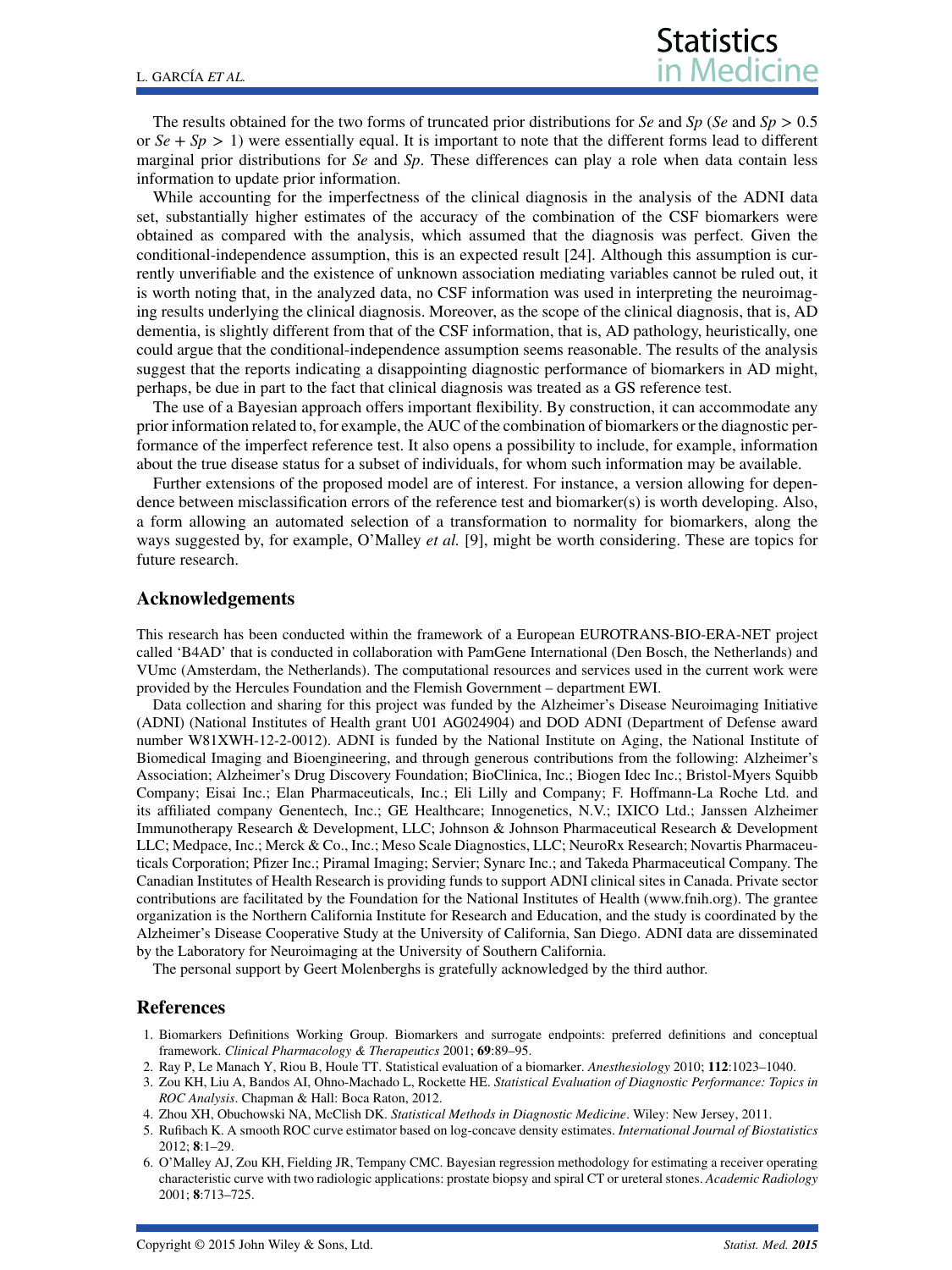The results obtained for the two forms of truncated prior distributions for *Se* and *Sp* (*Se* and $Sp > 0.5$ or $Se + Sp > 1$) were essentially equal. It is important to note that the different forms lead to different marginal prior distributions for *Se* and *Sp*. These differences can play a role when data contain less information to update prior information.

While accounting for the imperfectness of the clinical diagnosis in the analysis of the ADNI data set, substantially higher estimates of the accuracy of the combination of the CSF biomarkers were obtained as compared with the analysis, which assumed that the diagnosis was perfect. Given the conditional-independence assumption, this is an expected result [24]. Although this assumption is currently unverifiable and the existence of unknown association mediating variables cannot be ruled out, it is worth noting that, in the analyzed data, no CSF information was used in interpreting the neuroimaging results underlying the clinical diagnosis. Moreover, as the scope of the clinical diagnosis, that is, AD dementia, is slightly different from that of the CSF information, that is, AD pathology, heuristically, one could argue that the conditional-independence assumption seems reasonable. The results of the analysis suggest that the reports indicating a disappointing diagnostic performance of biomarkers in AD might, perhaps, be due in part to the fact that clinical diagnosis was treated as a GS reference test.

The use of a Bayesian approach offers important flexibility. By construction, it can accommodate any prior information related to, for example, the AUC of the combination of biomarkers or the diagnostic performance of the imperfect reference test. It also opens a possibility to include, for example, information about the true disease status for a subset of individuals, for whom such information may be available.

Further extensions of the proposed model are of interest. For instance, a version allowing for dependence between misclassification errors of the reference test and biomarker(s) is worth developing. Also, a form allowing an automated selection of a transformation to normality for biomarkers, along the ways suggested by, for example, O'Malley *et al.* [9], might be worth considering. These are topics for future research.

## Acknowledgements

This research has been conducted within the framework of a European EUROTRANS-BIO-ERA-NET project called 'B4AD' that is conducted in collaboration with PamGene International (Den Bosch, the Netherlands) and VUmc (Amsterdam, the Netherlands). The computational resources and services used in the current work were provided by the Hercules Foundation and the Flemish Government – department EWI.

Data collection and sharing for this project was funded by the Alzheimer's Disease Neuroimaging Initiative (ADNI) (National Institutes of Health grant U01 AG024904) and DOD ADNI (Department of Defense award number W81XWH-12-2-0012). ADNI is funded by the National Institute on Aging, the National Institute of Biomedical Imaging and Bioengineering, and through generous contributions from the following: Alzheimer's Association; Alzheimer's Drug Discovery Foundation; BioClinica, Inc.; Biogen Idec Inc.; Bristol-Myers Squibb Company; Eisai Inc.; Elan Pharmaceuticals, Inc.; Eli Lilly and Company; F. Hoffmann-La Roche Ltd. and its affiliated company Genentech, Inc.; GE Healthcare; Innogenetics, N.V.; IXICO Ltd.; Janssen Alzheimer Immunotherapy Research & Development, LLC; Johnson & Johnson Pharmaceutical Research & Development LLC; Medpace, Inc.; Merck & Co., Inc.; Meso Scale Diagnostics, LLC; NeuroRx Research; Novartis Pharmaceuticals Corporation; Pfizer Inc.; Piramal Imaging; Servier; Synarc Inc.; and Takeda Pharmaceutical Company. The Canadian Institutes of Health Research is providing funds to support ADNI clinical sites in Canada. Private sector contributions are facilitated by the Foundation for the National Institutes of Health (www.fnih.org). The grantee organization is the Northern California Institute for Research and Education, and the study is coordinated by the Alzheimer's Disease Cooperative Study at the University of California, San Diego. ADNI data are disseminated by the Laboratory for Neuroimaging at the University of Southern California.

The personal support by Geert Molenberghs is gratefully acknowledged by the third author.

## References

1. Biomarkers Definitions Working Group. Biomarkers and surrogate endpoints: preferred definitions and conceptual framework. *Clinical Pharmacology & Therapeutics* 2001; **69**:89–95.
2. Ray P, Le Manach Y, Riou B, Houle TT. Statistical evaluation of a biomarker. *Anesthesiology* 2010; **112**:1023–1040.
3. Zou KH, Liu A, Bandos AI, Ohno-Machado L, Rockette HE. *Statistical Evaluation of Diagnostic Performance: Topics in ROC Analysis*. Chapman & Hall: Boca Raton, 2012.
4. Zhou XH, Obuchowski NA, McClish DK. *Statistical Methods in Diagnostic Medicine*. Wiley: New Jersey, 2011.
5. Rufibach K. A smooth ROC curve estimator based on log-concave density estimates. *International Journal of Biostatistics* 2012; **8**:1–29.
6. O'Malley AJ, Zou KH, Fielding JR, Tempany CMC. Bayesian regression methodology for estimating a receiver operating characteristic curve with two radiologic applications: prostate biopsy and spiral CT or ureteral stones. *Academic Radiology* 2001; **8**:713–725.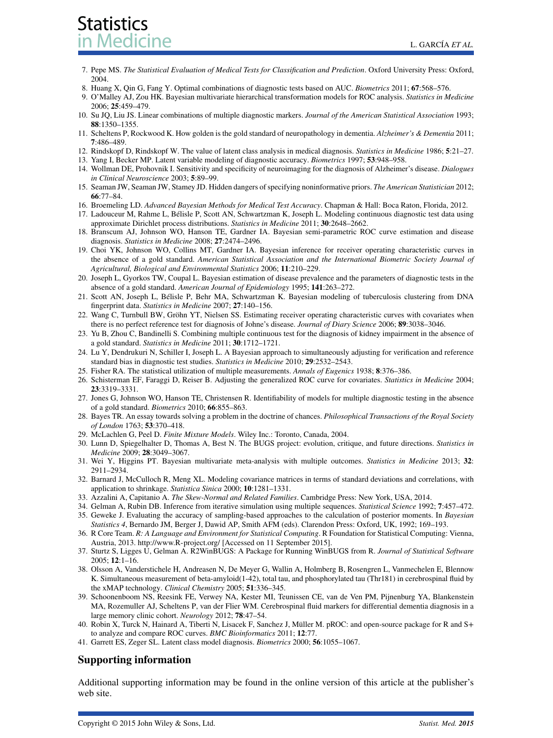7. Pepe MS. *The Statistical Evaluation of Medical Tests for Classification and Prediction*. Oxford University Press: Oxford, 2004.
8. Huang X, Qin G, Fang Y. Optimal combinations of diagnostic tests based on AUC. *Biometrics* 2011; **67**:568–576.
9. O'Malley AJ, Zou HK. Bayesian multivariate hierarchical transformation models for ROC analysis. *Statistics in Medicine* 2006; **25**:459–479.
10. Su JQ, Liu JS. Linear combinations of multiple diagnostic markers. *Journal of the American Statistical Association* 1993; **88**:1350–1355.
11. Scheltens P, Rockwood K. How golden is the gold standard of neuropathology in dementia. *Alzheimer's & Dementia* 2011; **7**:486–489.
12. Rindskopf D, Rindskopf W. The value of latent class analysis in medical diagnosis. *Statistics in Medicine* 1986; **5**:21–27.
13. Yang I, Becker MP. Latent variable modeling of diagnostic accuracy. *Biometrics* 1997; **53**:948–958.
14. Wollman DE, Prohovnik I. Sensitivity and specificity of neuroimaging for the diagnosis of Alzheimer's disease. *Dialogues in Clinical Neuroscience* 2003; **5**:89–99.
15. Seaman JW, Seaman JW, Stamey JD. Hidden dangers of specifying noninformative priors. *The American Statistician* 2012; **66**:77–84.
16. Broemeling LD. *Advanced Bayesian Methods for Medical Test Accuracy*. Chapman & Hall: Boca Raton, Florida, 2012.
17. Ladouceur M, Rahme L, Bélisle P, Scott AN, Schwartzman K, Joseph L. Modeling continuous diagnostic test data using approximate Dirichlet process distributions. *Statistics in Medicine* 2011; **30**:2648–2662.
18. Branscum AJ, Johnson WO, Hanson TE, Gardner IA. Bayesian semi-parametric ROC curve estimation and disease diagnosis. *Statistics in Medicine* 2008; **27**:2474–2496.
19. Choi YK, Johnson WO, Collins MT, Gardner IA. Bayesian inference for receiver operating characteristic curves in the absence of a gold standard. *American Statistical Association and the International Biometric Society Journal of Agricultural, Biological and Environmental Statistics* 2006; **11**:210–229.
20. Joseph L, Gyorkos TW, Coupal L. Bayesian estimation of disease prevalence and the parameters of diagnostic tests in the absence of a gold standard. *American Journal of Epidemiology* 1995; **141**:263–272.
21. Scott AN, Joseph L, Bélisle P, Behr MA, Schwartzman K. Bayesian modeling of tuberculosis clustering from DNA fingerprint data. *Statistics in Medicine* 2007; **27**:140–156.
22. Wang C, Turnbull BW, Gröhn YT, Nielsen SS. Estimating receiver operating characteristic curves with covariates when there is no perfect reference test for diagnosis of Johne's disease. *Journal of Diary Science* 2006; **89**:3038–3046.
23. Yu B, Zhou C, Bandinelli S. Combining multiple continuous test for the diagnosis of kidney impairment in the absence of a gold standard. *Statistics in Medicine* 2011; **30**:1712–1721.
24. Lu Y, Dendrukuri N, Schiller I, Joseph L. A Bayesian approach to simultaneously adjusting for verification and reference standard bias in diagnostic test studies. *Statistics in Medicine* 2010; **29**:2532–2543.
25. Fisher RA. The statistical utilization of multiple measurements. *Annals of Eugenics* 1938; **8**:376–386.
26. Schisterman EF, Faraggi D, Reiser B. Adjusting the generalized ROC curve for covariates. *Statistics in Medicine* 2004; **23**:3319–3331.
27. Jones G, Johnson WO, Hanson TE, Christensen R. Identifiability of models for multiple diagnostic testing in the absence of a gold standard. *Biometrics* 2010; **66**:855–863.
28. Bayes TR. An essay towards solving a problem in the doctrine of chances. *Philosophical Transactions of the Royal Society of London* 1763; **53**:370–418.
29. McLachlen G, Peel D. *Finite Mixture Models*. Wiley Inc.: Toronto, Canada, 2004.
30. Lunn D, Spiegelhalter D, Thomas A, Best N. The BUGS project: evolution, critique, and future directions. *Statistics in Medicine* 2009; **28**:3049–3067.
31. Wei Y, Higgins PT. Bayesian multivariate meta-analysis with multiple outcomes. *Statistics in Medicine* 2013; **32**: 2911–2934.
32. Barnard J, McCulloch R, Meng XL. Modeling covariance matrices in terms of standard deviations and correlations, with application to shrinkage. *Statistica Sinica* 2000; **10**:1281–1331.
33. Azzalini A, Capitanio A. *The Skew-Normal and Related Families*. Cambridge Press: New York, USA, 2014.
34. Gelman A, Rubin DB. Inference from iterative simulation using multiple sequences. *Statistical Science* 1992; **7**:457–472.
35. Geweke J. Evaluating the accuracy of sampling-based approaches to the calculation of posterior moments. In *Bayesian Statistics 4*, Bernardo JM, Berger J, Dawid AP, Smith AFM (eds). Clarendon Press: Oxford, UK, 1992; 169–193.
36. R Core Team. *R: A Language and Environment for Statistical Computing*. R Foundation for Statistical Computing: Vienna, Austria, 2013. http://www.R-project.org/ [Accessed on 11 September 2015].
37. Sturtz S, Ligges U, Gelman A. R2WinBUGS: A Package for Running WinBUGS from R. *Journal of Statistical Software* 2005; **12**:1–16.
38. Olsson A, Vanderstichele H, Andreasen N, De Meyer G, Wallin A, Holmberg B, Rosengren L, Vanmechelen E, Blennow K. Simultaneous measurement of beta-amyloid(1-42), total tau, and phosphorylated tau (Thr181) in cerebrospinal fluid by the xMAP technology. *Clinical Chemistry* 2005; **51**:336–345.
39. Schoonenboom NS, Reesink FE, Verwey NA, Kester MI, Teunissen CE, van de Ven PM, Pijnenburg YA, Blankenstein MA, Rozemuller AJ, Scheltens P, van der Flier WM. Cerebrospinal fluid markers for differential dementia diagnosis in a large memory clinic cohort. *Neurology* 2012; **78**:47–54.
40. Robin X, Turck N, Hainard A, Tiberti N, Lisacek F, Sanchez J, Müller M. pROC: and open-source package for R and S+ to analyze and compare ROC curves. *BMC Bioinformatics* 2011; **12**:77.
41. Garrett ES, Zeger SL. Latent class model diagnosis. *Biometrics* 2000; **56**:1055–1067.

## Supporting information

Additional supporting information may be found in the online version of this article at the publisher's web site.